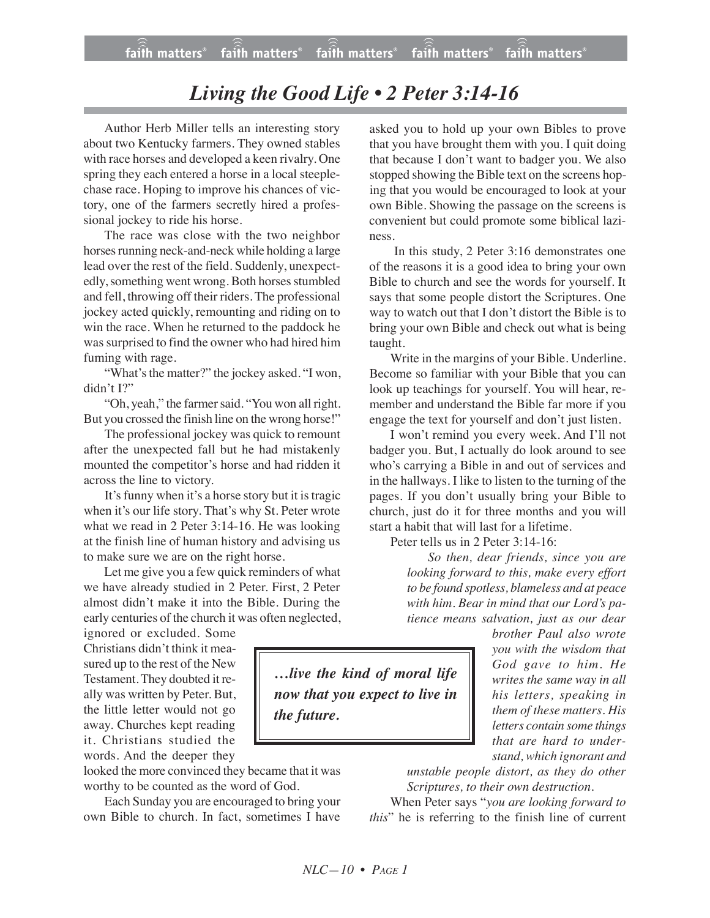# *Living the Good Life • 2 Peter 3:14-16*

Author Herb Miller tells an interesting story about two Kentucky farmers. They owned stables with race horses and developed a keen rivalry. One spring they each entered a horse in a local steeplechase race. Hoping to improve his chances of victory, one of the farmers secretly hired a professional jockey to ride his horse.

The race was close with the two neighbor horses running neck-and-neck while holding a large lead over the rest of the field. Suddenly, unexpectedly, something went wrong. Both horses stumbled and fell, throwing off their riders. The professional jockey acted quickly, remounting and riding on to win the race. When he returned to the paddock he was surprised to find the owner who had hired him fuming with rage.

"What's the matter?" the jockey asked. "I won, didn't I?"

"Oh, yeah," the farmer said. "You won all right. But you crossed the finish line on the wrong horse!"

The professional jockey was quick to remount after the unexpected fall but he had mistakenly mounted the competitor's horse and had ridden it across the line to victory.

It's funny when it's a horse story but it is tragic when it's our life story. That's why St. Peter wrote what we read in 2 Peter 3:14-16. He was looking at the finish line of human history and advising us to make sure we are on the right horse.

Let me give you a few quick reminders of what we have already studied in 2 Peter. First, 2 Peter almost didn't make it into the Bible. During the early centuries of the church it was often neglected, ignored or excluded. Some Christians didn't think it measured up to the rest of the New Testament. They doubted it really was written by Peter. But, the little letter would not go away. Churches kept reading it. Christians studied the words. And the deeper they looked the more convinced they became that it was worthy to be counted as the word of God.

> ***…live the kind of moral life now that you expect to live in the future.***

Each Sunday you are encouraged to bring your own Bible to church. In fact, sometimes I have asked you to hold up your own Bibles to prove that you have brought them with you. I quit doing that because I don't want to badger you. We also stopped showing the Bible text on the screens hoping that you would be encouraged to look at your own Bible. Showing the passage on the screens is convenient but could promote some biblical laziness.

In this study, 2 Peter 3:16 demonstrates one of the reasons it is a good idea to bring your own Bible to church and see the words for yourself. It says that some people distort the Scriptures. One way to watch out that I don't distort the Bible is to bring your own Bible and check out what is being taught.

Write in the margins of your Bible. Underline. Become so familiar with your Bible that you can look up teachings for yourself. You will hear, remember and understand the Bible far more if you engage the text for yourself and don't just listen.

I won't remind you every week. And I'll not badger you. But, I actually do look around to see who's carrying a Bible in and out of services and in the hallways. I like to listen to the turning of the pages. If you don't usually bring your Bible to church, just do it for three months and you will start a habit that will last for a lifetime.

Peter tells us in 2 Peter 3:14-16:

> *So then, dear friends, since you are looking forward to this, make every effort to be found spotless, blameless and at peace with him. Bear in mind that our Lord's patience means salvation, just as our dear brother Paul also wrote you with the wisdom that God gave to him. He writes the same way in all his letters, speaking in them of these matters. His letters contain some things that are hard to understand, which ignorant and unstable people distort, as they do other Scriptures, to their own destruction.*

When Peter says "*you are looking forward to this*" he is referring to the finish line of current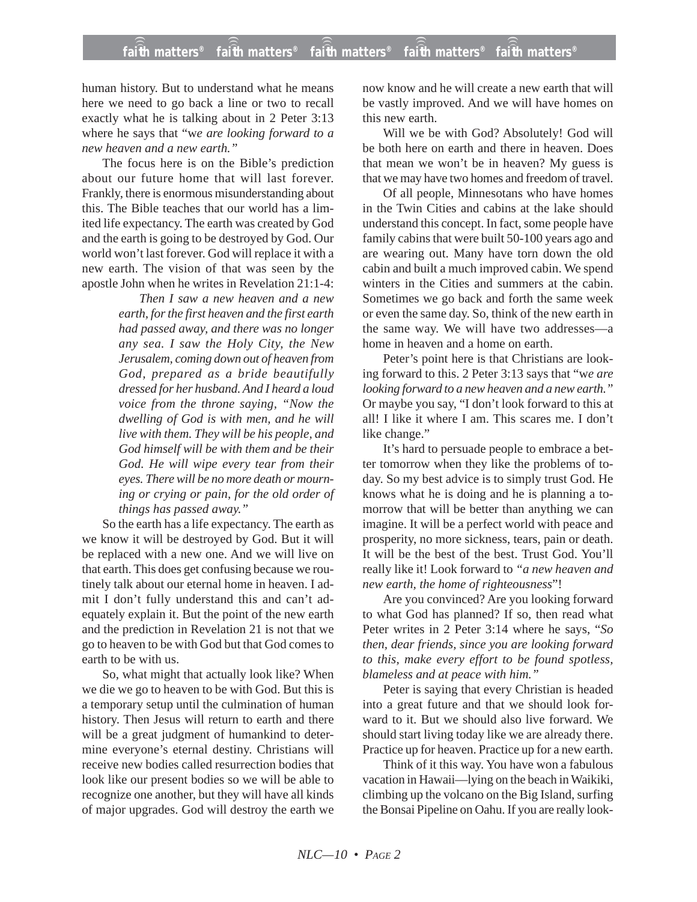human history. But to understand what he means here we need to go back a line or two to recall exactly what he is talking about in 2 Peter 3:13 where he says that "*we are looking forward to a new heaven and a new earth.*"

The focus here is on the Bible's prediction about our future home that will last forever. Frankly, there is enormous misunderstanding about this. The Bible teaches that our world has a limited life expectancy. The earth was created by God and the earth is going to be destroyed by God. Our world won't last forever. God will replace it with a new earth. The vision of that was seen by the apostle John when he writes in Revelation 21:1-4:

> *Then I saw a new heaven and a new earth, for the first heaven and the first earth had passed away, and there was no longer any sea. I saw the Holy City, the New Jerusalem, coming down out of heaven from God, prepared as a bride beautifully dressed for her husband. And I heard a loud voice from the throne saying, "Now the dwelling of God is with men, and he will live with them. They will be his people, and God himself will be with them and be their God. He will wipe every tear from their eyes. There will be no more death or mourning or crying or pain, for the old order of things has passed away."*

So the earth has a life expectancy. The earth as we know it will be destroyed by God. But it will be replaced with a new one. And we will live on that earth. This does get confusing because we routinely talk about our eternal home in heaven. I admit I don't fully understand this and can't adequately explain it. But the point of the new earth and the prediction in Revelation 21 is not that we go to heaven to be with God but that God comes to earth to be with us.

So, what might that actually look like? When we die we go to heaven to be with God. But this is a temporary setup until the culmination of human history. Then Jesus will return to earth and there will be a great judgment of humankind to determine everyone's eternal destiny. Christians will receive new bodies called resurrection bodies that look like our present bodies so we will be able to recognize one another, but they will have all kinds of major upgrades. God will destroy the earth we now know and he will create a new earth that will be vastly improved. And we will have homes on this new earth.

Will we be with God? Absolutely! God will be both here on earth and there in heaven. Does that mean we won't be in heaven? My guess is that we may have two homes and freedom of travel.

Of all people, Minnesotans who have homes in the Twin Cities and cabins at the lake should understand this concept. In fact, some people have family cabins that were built 50-100 years ago and are wearing out. Many have torn down the old cabin and built a much improved cabin. We spend winters in the Cities and summers at the cabin. Sometimes we go back and forth the same week or even the same day. So, think of the new earth in the same way. We will have two addresses—a home in heaven and a home on earth.

Peter's point here is that Christians are looking forward to this. 2 Peter 3:13 says that "*we are looking forward to a new heaven and a new earth.*" Or maybe you say, "I don't look forward to this at all! I like it where I am. This scares me. I don't like change."

It's hard to persuade people to embrace a better tomorrow when they like the problems of today. So my best advice is to simply trust God. He knows what he is doing and he is planning a tomorrow that will be better than anything we can imagine. It will be a perfect world with peace and prosperity, no more sickness, tears, pain or death. It will be the best of the best. Trust God. You'll really like it! Look forward to *"a new heaven and new earth, the home of righteousness*"!

Are you convinced? Are you looking forward to what God has planned? If so, then read what Peter writes in 2 Peter 3:14 where he says, "*So then, dear friends, since you are looking forward to this, make every effort to be found spotless, blameless and at peace with him.*"

Peter is saying that every Christian is headed into a great future and that we should look forward to it. But we should also live forward. We should start living today like we are already there. Practice up for heaven. Practice up for a new earth.

Think of it this way. You have won a fabulous vacation in Hawaii—lying on the beach in Waikiki, climbing up the volcano on the Big Island, surfing the Bonsai Pipeline on Oahu. If you are really look-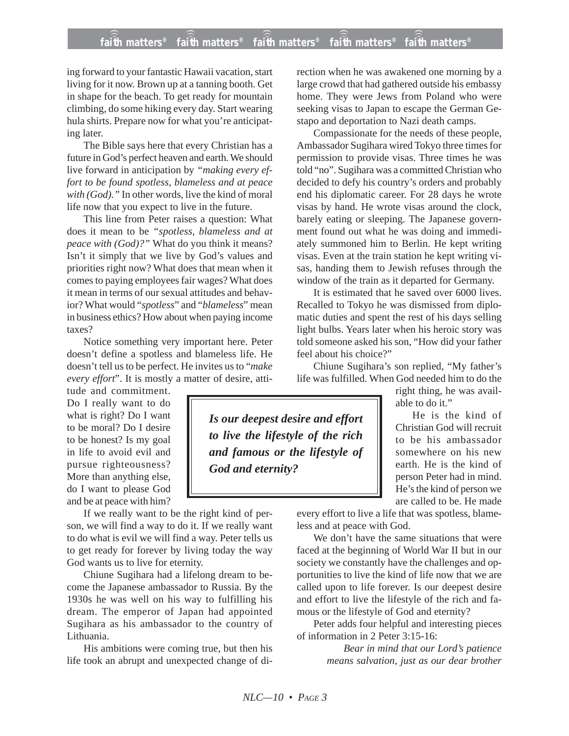ing forward to your fantastic Hawaii vacation, start living for it now. Brown up at a tanning booth. Get in shape for the beach. To get ready for mountain climbing, do some hiking every day. Start wearing hula shirts. Prepare now for what you're anticipating later.

The Bible says here that every Christian has a future in God's perfect heaven and earth. We should live forward in anticipation by *"making every effort to be found spotless, blameless and at peace with (God)."* In other words, live the kind of moral life now that you expect to live in the future.

This line from Peter raises a question: What does it mean to be *"spotless, blameless and at peace with (God)?"* What do you think it means? Isn't it simply that we live by God's values and priorities right now? What does that mean when it comes to paying employees fair wages? What does it mean in terms of our sexual attitudes and behavior? What would "*spotless*" and "*blameless*" mean in business ethics? How about when paying income taxes?

Notice something very important here. Peter doesn't define a spotless and blameless life. He doesn't tell us to be perfect. He invites us to "*make every effort*". It is mostly a matter of desire, attitude and commitment. Do I really want to do what is right? Do I want to be moral? Do I desire to be honest? Is my goal in life to avoid evil and pursue righteousness? More than anything else, do I want to please God and be at peace with him?

> ***Is our deepest desire and effort to live the lifestyle of the rich and famous or the lifestyle of God and eternity?***

If we really want to be the right kind of person, we will find a way to do it. If we really want to do what is evil we will find a way. Peter tells us to get ready for forever by living today the way God wants us to live for eternity.

Chiune Sugihara had a lifelong dream to become the Japanese ambassador to Russia. By the 1930s he was well on his way to fulfilling his dream. The emperor of Japan had appointed Sugihara as his ambassador to the country of Lithuania.

His ambitions were coming true, but then his life took an abrupt and unexpected change of direction when he was awakened one morning by a large crowd that had gathered outside his embassy home. They were Jews from Poland who were seeking visas to Japan to escape the German Gestapo and deportation to Nazi death camps.

Compassionate for the needs of these people, Ambassador Sugihara wired Tokyo three times for permission to provide visas. Three times he was told "no". Sugihara was a committed Christian who decided to defy his country's orders and probably end his diplomatic career. For 28 days he wrote visas by hand. He wrote visas around the clock, barely eating or sleeping. The Japanese government found out what he was doing and immediately summoned him to Berlin. He kept writing visas. Even at the train station he kept writing visas, handing them to Jewish refuses through the window of the train as it departed for Germany.

It is estimated that he saved over 6000 lives. Recalled to Tokyo he was dismissed from diplomatic duties and spent the rest of his days selling light bulbs. Years later when his heroic story was told someone asked his son, "How did your father feel about his choice?"

Chiune Sugihara's son replied, "My father's life was fulfilled. When God needed him to do the right thing, he was available to do it."

He is the kind of Christian God will recruit to be his ambassador somewhere on his new earth. He is the kind of person Peter had in mind. He's the kind of person we are called to be. He made every effort to live a life that was spotless, blameless and at peace with God.

We don't have the same situations that were faced at the beginning of World War II but in our society we constantly have the challenges and opportunities to live the kind of life now that we are called upon to life forever. Is our deepest desire and effort to live the lifestyle of the rich and famous or the lifestyle of God and eternity?

Peter adds four helpful and interesting pieces of information in 2 Peter 3:15-16:

> *Bear in mind that our Lord's patience means salvation, just as our dear brother*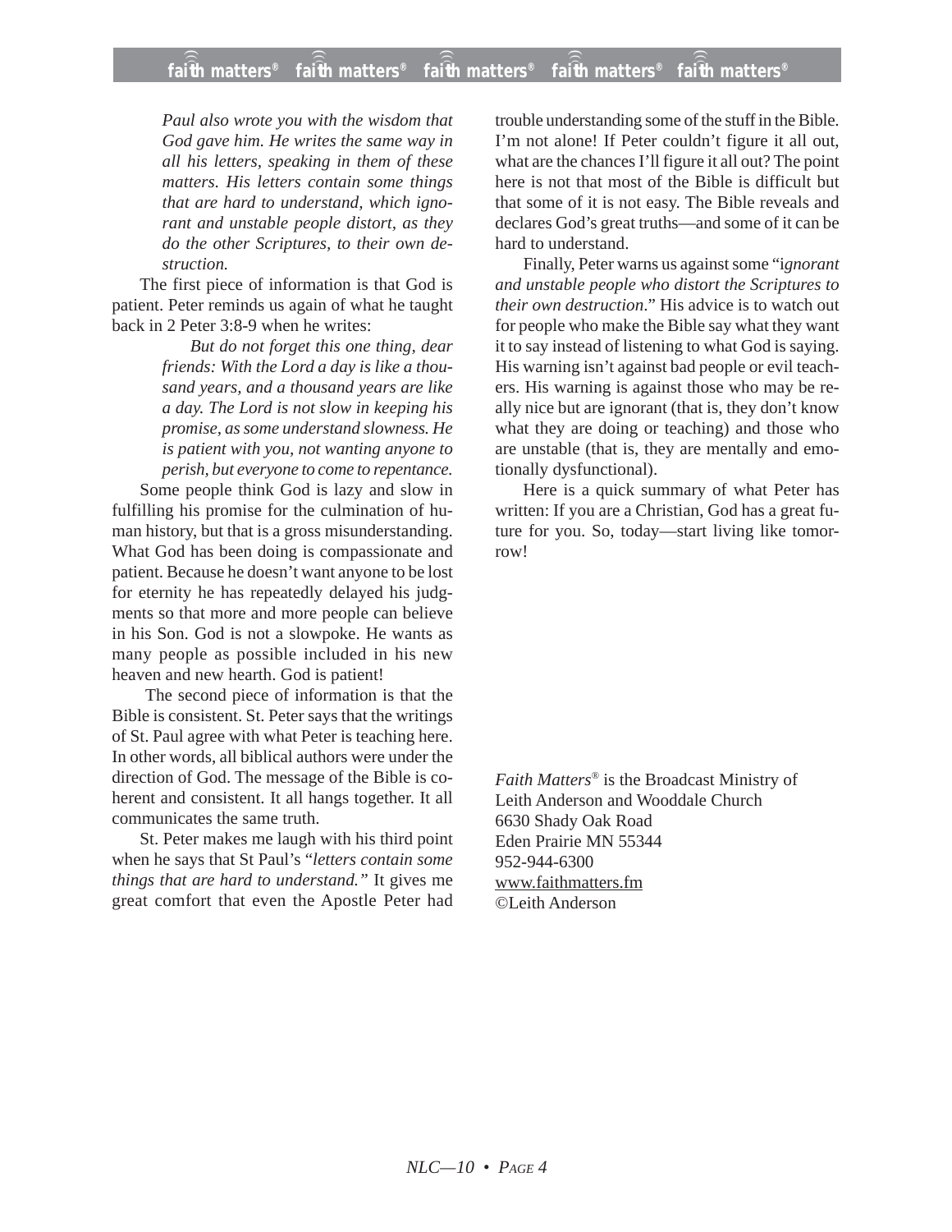*Paul also wrote you with the wisdom that God gave him. He writes the same way in all his letters, speaking in them of these matters. His letters contain some things that are hard to understand, which ignorant and unstable people distort, as they do the other Scriptures, to their own destruction.*

The first piece of information is that God is patient. Peter reminds us again of what he taught back in 2 Peter 3:8-9 when he writes:

> *But do not forget this one thing, dear friends: With the Lord a day is like a thousand years, and a thousand years are like a day. The Lord is not slow in keeping his promise, as some understand slowness. He is patient with you, not wanting anyone to perish, but everyone to come to repentance.*

Some people think God is lazy and slow in fulfilling his promise for the culmination of human history, but that is a gross misunderstanding. What God has been doing is compassionate and patient. Because he doesn't want anyone to be lost for eternity he has repeatedly delayed his judgments so that more and more people can believe in his Son. God is not a slowpoke. He wants as many people as possible included in his new heaven and new hearth. God is patient!

The second piece of information is that the Bible is consistent. St. Peter says that the writings of St. Paul agree with what Peter is teaching here. In other words, all biblical authors were under the direction of God. The message of the Bible is coherent and consistent. It all hangs together. It all communicates the same truth.

St. Peter makes me laugh with his third point when he says that St Paul's "*letters contain some things that are hard to understand."* It gives me great comfort that even the Apostle Peter had trouble understanding some of the stuff in the Bible. I'm not alone! If Peter couldn't figure it all out, what are the chances I'll figure it all out? The point here is not that most of the Bible is difficult but that some of it is not easy. The Bible reveals and declares God's great truths—and some of it can be hard to understand.

Finally, Peter warns us against some "i*gnorant and unstable people who distort the Scriptures to their own destruction*." His advice is to watch out for people who make the Bible say what they want it to say instead of listening to what God is saying. His warning isn't against bad people or evil teachers. His warning is against those who may be really nice but are ignorant (that is, they don't know what they are doing or teaching) and those who are unstable (that is, they are mentally and emotionally dysfunctional).

Here is a quick summary of what Peter has written: If you are a Christian, God has a great future for you. So, today—start living like tomorrow!

*Faith Matters*® is the Broadcast Ministry of
Leith Anderson and Wooddale Church
6630 Shady Oak Road
Eden Prairie MN 55344
952-944-6300
www.faithmatters.fm
©Leith Anderson